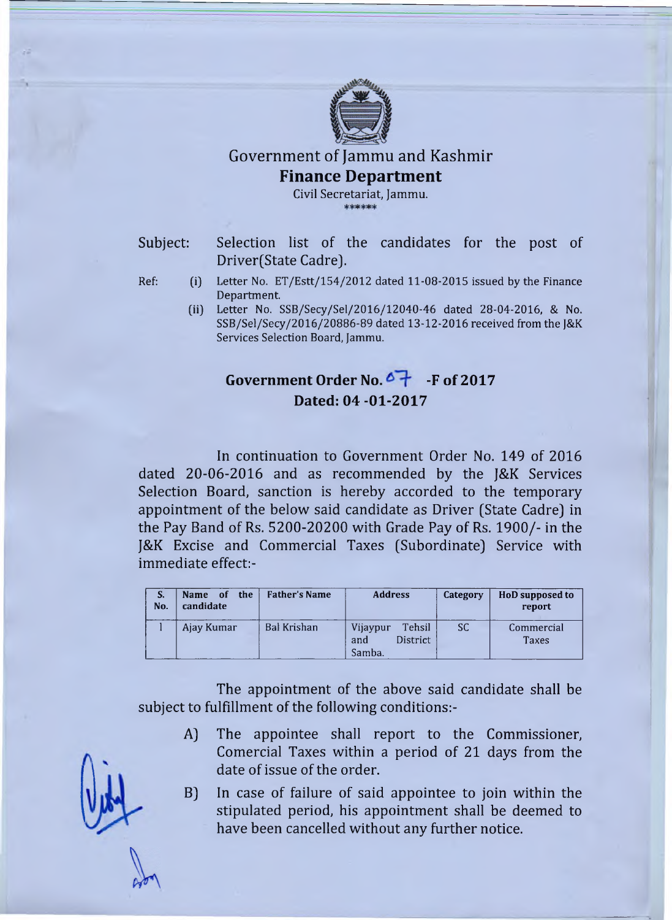# Government of Jammu and Kashmir

## Finance Department

Civil Secretariat, Jammu.

******

Subject: Selection list of the candidates for the post of Driver(State Cadre).

Ref:
- (i) Letter No. ET/Estt/154/2012 dated 11-08-2015 issued by the Finance Department.
- (ii) Letter No. SSB/Secy/Sel/2016/12040-46 dated 28-04-2016, & No. SSB/Sel/Secy/2016/20886-89 dated 13-12-2016 received from the J&K Services Selection Board, Jammu.

**Government Order No. 07 -F of 2017**
**Dated: 04 -01-2017**

In continuation to Government Order No. 149 of 2016 dated 20-06-2016 and as recommended by the J&K Services Selection Board, sanction is hereby accorded to the temporary appointment of the below said candidate as Driver (State Cadre) in the Pay Band of Rs. 5200-20200 with Grade Pay of Rs. 1900/- in the J&K Excise and Commercial Taxes (Subordinate) Service with immediate effect:-

| S. No. | Name of the candidate | Father's Name | Address | Category | HoD supposed to report |
|---|---|---|---|---|---|
| 1 | Ajay Kumar | Bal Krishan | Vijaypur Tehsil and District Samba. | SC | Commercial Taxes |

The appointment of the above said candidate shall be subject to fulfillment of the following conditions:-

A) The appointee shall report to the Commissioner, Comercial Taxes within a period of 21 days from the date of issue of the order.

B) In case of failure of said appointee to join within the stipulated period, his appointment shall be deemed to have been cancelled without any further notice.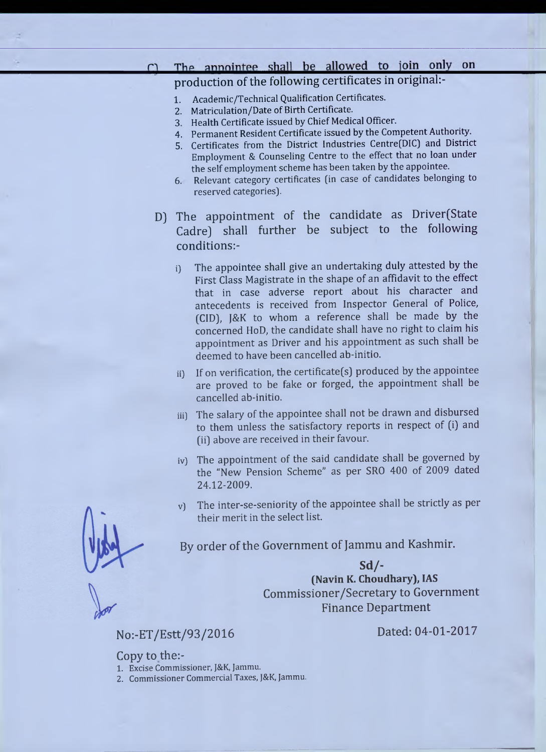C) The appointee shall be allowed to join only on production of the following certificates in original:-

1. Academic/Technical Qualification Certificates.
2. Matriculation/Date of Birth Certificate.
3. Health Certificate issued by Chief Medical Officer.
4. Permanent Resident Certificate issued by the Competent Authority.
5. Certificates from the District Industries Centre(DIC) and District Employment & Counseling Centre to the effect that no loan under the self employment scheme has been taken by the appointee.
6. Relevant category certificates (in case of candidates belonging to reserved categories).

D) The appointment of the candidate as Driver(State Cadre) shall further be subject to the following conditions:-

i) The appointee shall give an undertaking duly attested by the First Class Magistrate in the shape of an affidavit to the effect that in case adverse report about his character and antecedents is received from Inspector General of Police, (CID), J&K to whom a reference shall be made by the concerned HoD, the candidate shall have no right to claim his appointment as Driver and his appointment as such shall be deemed to have been cancelled ab-initio.

ii) If on verification, the certificate(s) produced by the appointee are proved to be fake or forged, the appointment shall be cancelled ab-initio.

iii) The salary of the appointee shall not be drawn and disbursed to them unless the satisfactory reports in respect of (i) and (ii) above are received in their favour.

iv) The appointment of the said candidate shall be governed by the "New Pension Scheme" as per SRO 400 of 2009 dated 24.12-2009.

v) The inter-se-seniority of the appointee shall be strictly as per their merit in the select list.

By order of the Government of Jammu and Kashmir.

**Sd/-**
**(Navin K. Choudhary), IAS**
Commissioner/Secretary to Government
Finance Department

No:-ET/Estt/93/2016 Dated: 04-01-2017

Copy to the:-

1. Excise Commissioner, J&K, Jammu.
2. Commissioner Commercial Taxes, J&K, Jammu.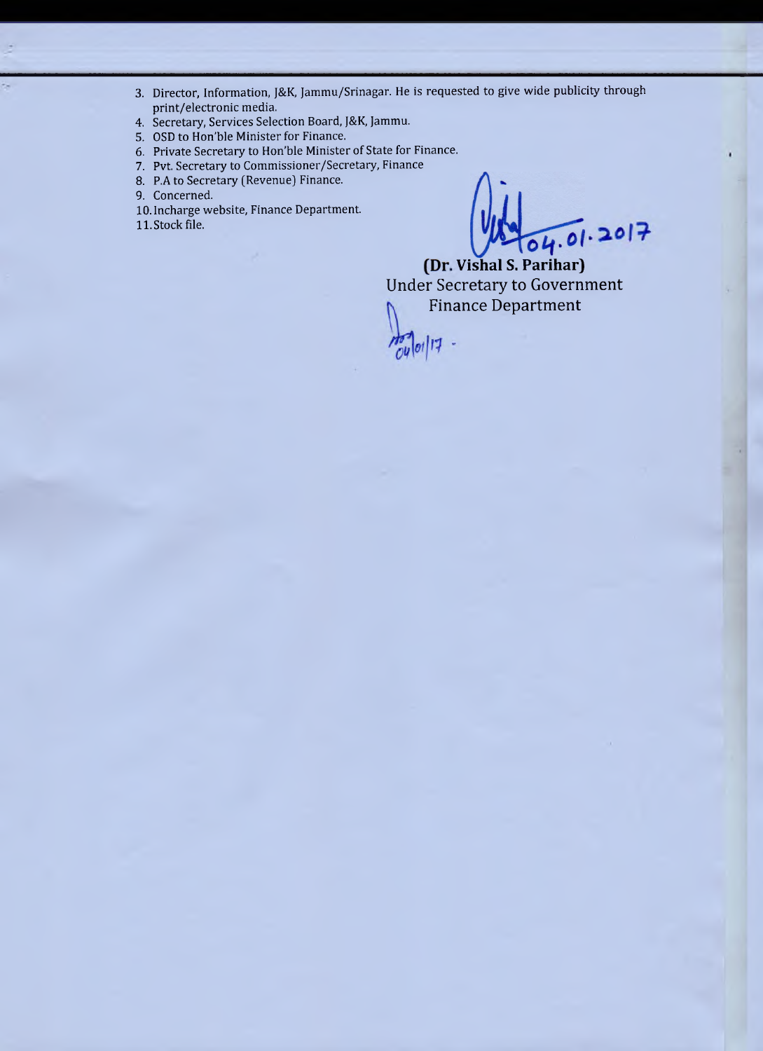3. Director, Information, J&K, Jammu/Srinagar. He is requested to give wide publicity through print/electronic media.
4. Secretary, Services Selection Board, J&K, Jammu.
5. OSD to Hon'ble Minister for Finance.
6. Private Secretary to Hon'ble Minister of State for Finance.
7. Pvt. Secretary to Commissioner/Secretary, Finance
8. P.A to Secretary (Revenue) Finance.
9. Concerned.
10. Incharge website, Finance Department.
11. Stock file.

04.01.2017

**(Dr. Vishal S. Parihar)**
Under Secretary to Government
Finance Department

04/01/17